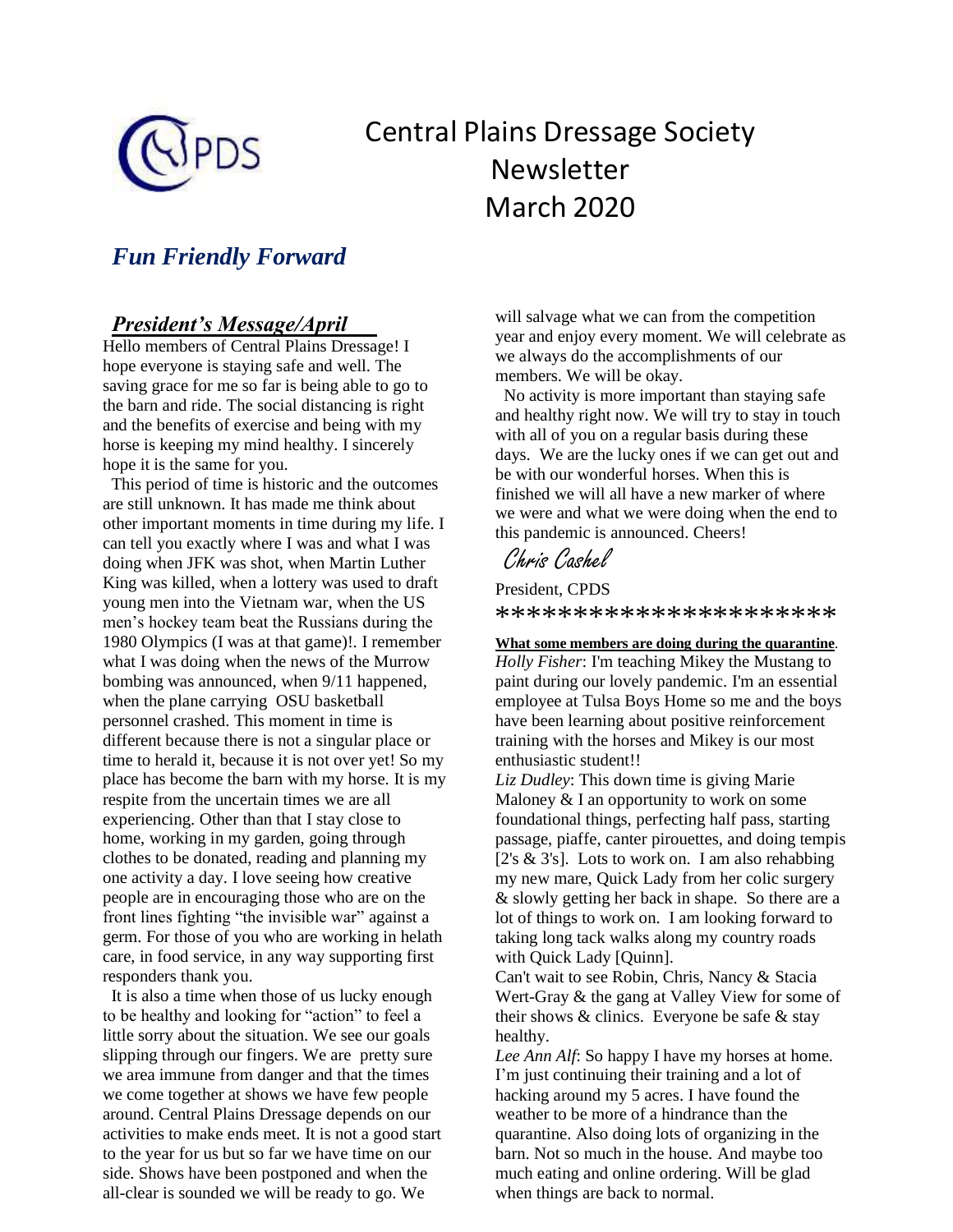# Central Plains Dressage Society Newsletter March 2020

***Fun Friendly Forward***

## ***President's Message/April***

Hello members of Central Plains Dressage! I hope everyone is staying safe and well. The saving grace for me so far is being able to go to the barn and ride. The social distancing is right and the benefits of exercise and being with my horse is keeping my mind healthy. I sincerely hope it is the same for you.

This period of time is historic and the outcomes are still unknown. It has made me think about other important moments in time during my life. I can tell you exactly where I was and what I was doing when JFK was shot, when Martin Luther King was killed, when a lottery was used to draft young men into the Vietnam war, when the US men's hockey team beat the Russians during the 1980 Olympics (I was at that game)!. I remember what I was doing when the news of the Murrow bombing was announced, when 9/11 happened, when the plane carrying OSU basketball personnel crashed. This moment in time is different because there is not a singular place or time to herald it, because it is not over yet! So my place has become the barn with my horse. It is my respite from the uncertain times we are all experiencing. Other than that I stay close to home, working in my garden, going through clothes to be donated, reading and planning my one activity a day. I love seeing how creative people are in encouraging those who are on the front lines fighting "the invisible war" against a germ. For those of you who are working in helath care, in food service, in any way supporting first responders thank you.

It is also a time when those of us lucky enough to be healthy and looking for "action" to feel a little sorry about the situation. We see our goals slipping through our fingers. We are pretty sure we area immune from danger and that the times we come together at shows we have few people around. Central Plains Dressage depends on our activities to make ends meet. It is not a good start to the year for us but so far we have time on our side. Shows have been postponed and when the all-clear is sounded we will be ready to go. We will salvage what we can from the competition year and enjoy every moment. We will celebrate as we always do the accomplishments of our members. We will be okay.

No activity is more important than staying safe and healthy right now. We will try to stay in touch with all of you on a regular basis during these days. We are the lucky ones if we can get out and be with our wonderful horses. When this is finished we will all have a new marker of where we were and what we were doing when the end to this pandemic is announced. Cheers!

*Chris Cashel*

President, CPDS

\*\*\*\*\*\*\*\*\*\*\*\*\*\*\*\*\*\*\*\*\*\*

**What some members are doing during the quarantine**.

*Holly Fisher*: I'm teaching Mikey the Mustang to paint during our lovely pandemic. I'm an essential employee at Tulsa Boys Home so me and the boys have been learning about positive reinforcement training with the horses and Mikey is our most enthusiastic student!!

*Liz Dudley*: This down time is giving Marie Maloney & I an opportunity to work on some foundational things, perfecting half pass, starting passage, piaffe, canter pirouettes, and doing tempis [2's & 3's]. Lots to work on. I am also rehabbing my new mare, Quick Lady from her colic surgery & slowly getting her back in shape. So there are a lot of things to work on. I am looking forward to taking long tack walks along my country roads with Quick Lady [Quinn].

Can't wait to see Robin, Chris, Nancy & Stacia Wert-Gray & the gang at Valley View for some of their shows & clinics. Everyone be safe & stay healthy.

*Lee Ann Alf*: So happy I have my horses at home. I'm just continuing their training and a lot of hacking around my 5 acres. I have found the weather to be more of a hindrance than the quarantine. Also doing lots of organizing in the barn. Not so much in the house. And maybe too much eating and online ordering. Will be glad when things are back to normal.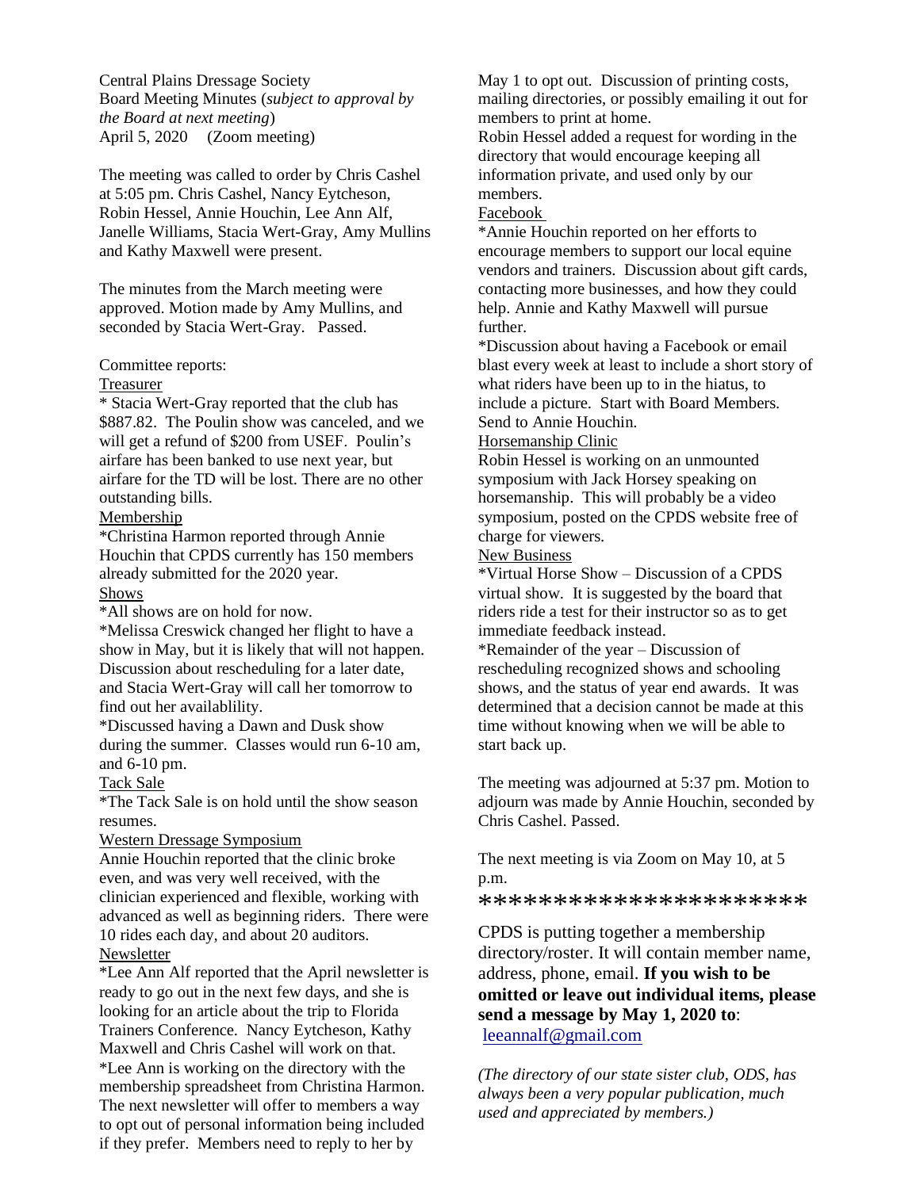Central Plains Dressage Society
Board Meeting Minutes (*subject to approval by the Board at next meeting*)
April 5, 2020 (Zoom meeting)

The meeting was called to order by Chris Cashel at 5:05 pm. Chris Cashel, Nancy Eytcheson, Robin Hessel, Annie Houchin, Lee Ann Alf, Janelle Williams, Stacia Wert-Gray, Amy Mullins and Kathy Maxwell were present.

The minutes from the March meeting were approved. Motion made by Amy Mullins, and seconded by Stacia Wert-Gray. Passed.

Committee reports:

<u>Treasurer</u>

* Stacia Wert-Gray reported that the club has $887.82. The Poulin show was canceled, and we will get a refund of $200 from USEF. Poulin's airfare has been banked to use next year, but airfare for the TD will be lost. There are no other outstanding bills.

<u>Membership</u>

*Christina Harmon reported through Annie Houchin that CPDS currently has 150 members already submitted for the 2020 year.

<u>Shows</u>

*All shows are on hold for now.

*Melissa Creswick changed her flight to have a show in May, but it is likely that will not happen. Discussion about rescheduling for a later date, and Stacia Wert-Gray will call her tomorrow to find out her availablility.

*Discussed having a Dawn and Dusk show during the summer. Classes would run 6-10 am, and 6-10 pm.

<u>Tack Sale</u>

*The Tack Sale is on hold until the show season resumes.

<u>Western Dressage Symposium</u>

Annie Houchin reported that the clinic broke even, and was very well received, with the clinician experienced and flexible, working with advanced as well as beginning riders. There were 10 rides each day, and about 20 auditors.

<u>Newsletter</u>

*Lee Ann Alf reported that the April newsletter is ready to go out in the next few days, and she is looking for an article about the trip to Florida Trainers Conference. Nancy Eytcheson, Kathy Maxwell and Chris Cashel will work on that.

*Lee Ann is working on the directory with the membership spreadsheet from Christina Harmon. The next newsletter will offer to members a way to opt out of personal information being included if they prefer. Members need to reply to her by May 1 to opt out. Discussion of printing costs, mailing directories, or possibly emailing it out for members to print at home.

Robin Hessel added a request for wording in the directory that would encourage keeping all information private, and used only by our members.

<u>Facebook</u>

*Annie Houchin reported on her efforts to encourage members to support our local equine vendors and trainers. Discussion about gift cards, contacting more businesses, and how they could help. Annie and Kathy Maxwell will pursue further.

*Discussion about having a Facebook or email blast every week at least to include a short story of what riders have been up to in the hiatus, to include a picture. Start with Board Members. Send to Annie Houchin.

<u>Horsemanship Clinic</u>

Robin Hessel is working on an unmounted symposium with Jack Horsey speaking on horsemanship. This will probably be a video symposium, posted on the CPDS website free of charge for viewers.

<u>New Business</u>

*Virtual Horse Show – Discussion of a CPDS virtual show. It is suggested by the board that riders ride a test for their instructor so as to get immediate feedback instead.

*Remainder of the year – Discussion of rescheduling recognized shows and schooling shows, and the status of year end awards. It was determined that a decision cannot be made at this time without knowing when we will be able to start back up.

The meeting was adjourned at 5:37 pm. Motion to adjourn was made by Annie Houchin, seconded by Chris Cashel. Passed.

The next meeting is via Zoom on May 10, at 5 p.m.

**********************

CPDS is putting together a membership directory/roster. It will contain member name, address, phone, email. **If you wish to be omitted or leave out individual items, please send a message by May 1, 2020 to**: leeannalf@gmail.com

*(The directory of our state sister club, ODS, has always been a very popular publication, much used and appreciated by members.)*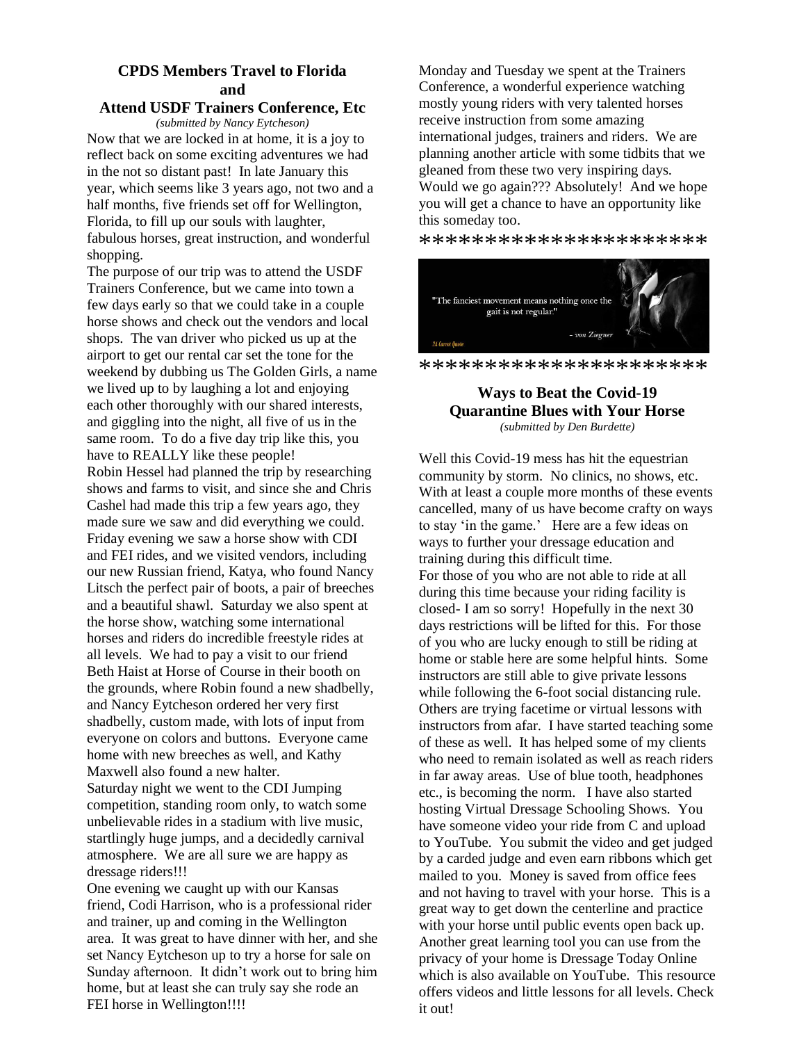## CPDS Members Travel to Florida and Attend USDF Trainers Conference, Etc

*(submitted by Nancy Eytcheson)*

Now that we are locked in at home, it is a joy to reflect back on some exciting adventures we had in the not so distant past! In late January this year, which seems like 3 years ago, not two and a half months, five friends set off for Wellington, Florida, to fill up our souls with laughter, fabulous horses, great instruction, and wonderful shopping.

The purpose of our trip was to attend the USDF Trainers Conference, but we came into town a few days early so that we could take in a couple horse shows and check out the vendors and local shops. The van driver who picked us up at the airport to get our rental car set the tone for the weekend by dubbing us The Golden Girls, a name we lived up to by laughing a lot and enjoying each other thoroughly with our shared interests, and giggling into the night, all five of us in the same room. To do a five day trip like this, you have to REALLY like these people!

Robin Hessel had planned the trip by researching shows and farms to visit, and since she and Chris Cashel had made this trip a few years ago, they made sure we saw and did everything we could. Friday evening we saw a horse show with CDI and FEI rides, and we visited vendors, including our new Russian friend, Katya, who found Nancy Litsch the perfect pair of boots, a pair of breeches and a beautiful shawl. Saturday we also spent at the horse show, watching some international horses and riders do incredible freestyle rides at all levels. We had to pay a visit to our friend Beth Haist at Horse of Course in their booth on the grounds, where Robin found a new shadbelly, and Nancy Eytcheson ordered her very first shadbelly, custom made, with lots of input from everyone on colors and buttons. Everyone came home with new breeches as well, and Kathy Maxwell also found a new halter.

Saturday night we went to the CDI Jumping competition, standing room only, to watch some unbelievable rides in a stadium with live music, startlingly huge jumps, and a decidedly carnival atmosphere. We are all sure we are happy as dressage riders!!!

One evening we caught up with our Kansas friend, Codi Harrison, who is a professional rider and trainer, up and coming in the Wellington area. It was great to have dinner with her, and she set Nancy Eytcheson up to try a horse for sale on Sunday afternoon. It didn't work out to bring him home, but at least she can truly say she rode an FEI horse in Wellington!!!!

Monday and Tuesday we spent at the Trainers Conference, a wonderful experience watching mostly young riders with very talented horses receive instruction from some amazing international judges, trainers and riders. We are planning another article with some tidbits that we gleaned from these two very inspiring days. Would we go again??? Absolutely! And we hope you will get a chance to have an opportunity like this someday too.

*********************

"The fanciest movement means nothing once the gait is not regular."

– von Ziegner

*********************

## Ways to Beat the Covid-19 Quarantine Blues with Your Horse

*(submitted by Den Burdette)*

Well this Covid-19 mess has hit the equestrian community by storm. No clinics, no shows, etc. With at least a couple more months of these events cancelled, many of us have become crafty on ways to stay 'in the game.' Here are a few ideas on ways to further your dressage education and training during this difficult time.

For those of you who are not able to ride at all during this time because your riding facility is closed- I am so sorry! Hopefully in the next 30 days restrictions will be lifted for this. For those of you who are lucky enough to still be riding at home or stable here are some helpful hints. Some instructors are still able to give private lessons while following the 6-foot social distancing rule. Others are trying facetime or virtual lessons with instructors from afar. I have started teaching some of these as well. It has helped some of my clients who need to remain isolated as well as reach riders in far away areas. Use of blue tooth, headphones etc., is becoming the norm. I have also started hosting Virtual Dressage Schooling Shows. You have someone video your ride from C and upload to YouTube. You submit the video and get judged by a carded judge and even earn ribbons which get mailed to you. Money is saved from office fees and not having to travel with your horse. This is a great way to get down the centerline and practice with your horse until public events open back up. Another great learning tool you can use from the privacy of your home is Dressage Today Online which is also available on YouTube. This resource offers videos and little lessons for all levels. Check it out!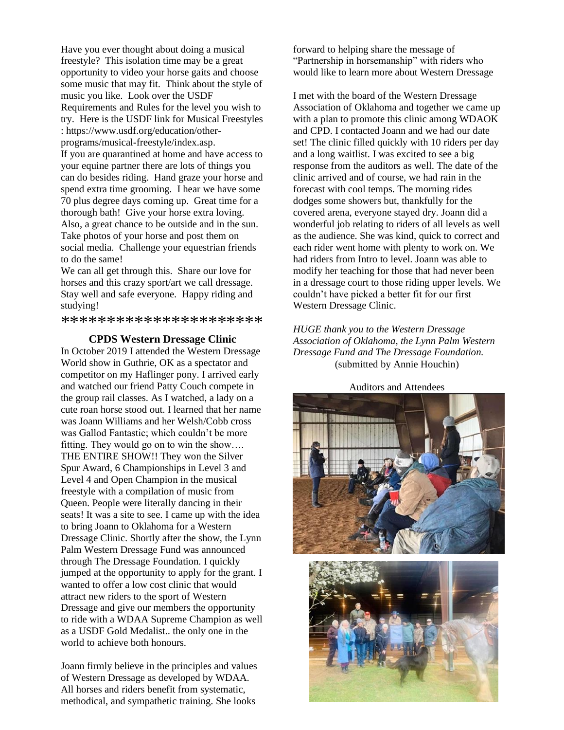Have you ever thought about doing a musical freestyle? This isolation time may be a great opportunity to video your horse gaits and choose some music that may fit. Think about the style of music you like. Look over the USDF Requirements and Rules for the level you wish to try. Here is the USDF link for Musical Freestyles : https://www.usdf.org/education/other-programs/musical-freestyle/index.asp.

If you are quarantined at home and have access to your equine partner there are lots of things you can do besides riding. Hand graze your horse and spend extra time grooming. I hear we have some 70 plus degree days coming up. Great time for a thorough bath! Give your horse extra loving. Also, a great chance to be outside and in the sun. Take photos of your horse and post them on social media. Challenge your equestrian friends to do the same!

We can all get through this. Share our love for horses and this crazy sport/art we call dressage. Stay well and safe everyone. Happy riding and studying!

**********************

### CPDS Western Dressage Clinic

In October 2019 I attended the Western Dressage World show in Guthrie, OK as a spectator and competitor on my Haflinger pony. I arrived early and watched our friend Patty Couch compete in the group rail classes. As I watched, a lady on a cute roan horse stood out. I learned that her name was Joann Williams and her Welsh/Cobb cross was Gallod Fantastic; which couldn't be more fitting. They would go on to win the show…. THE ENTIRE SHOW!! They won the Silver Spur Award, 6 Championships in Level 3 and Level 4 and Open Champion in the musical freestyle with a compilation of music from Queen. People were literally dancing in their seats! It was a site to see. I came up with the idea to bring Joann to Oklahoma for a Western Dressage Clinic. Shortly after the show, the Lynn Palm Western Dressage Fund was announced through The Dressage Foundation. I quickly jumped at the opportunity to apply for the grant. I wanted to offer a low cost clinic that would attract new riders to the sport of Western Dressage and give our members the opportunity to ride with a WDAA Supreme Champion as well as a USDF Gold Medalist.. the only one in the world to achieve both honours.

Joann firmly believe in the principles and values of Western Dressage as developed by WDAA. All horses and riders benefit from systematic, methodical, and sympathetic training. She looks forward to helping share the message of "Partnership in horsemanship" with riders who would like to learn more about Western Dressage

I met with the board of the Western Dressage Association of Oklahoma and together we came up with a plan to promote this clinic among WDAOK and CPD. I contacted Joann and we had our date set! The clinic filled quickly with 10 riders per day and a long waitlist. I was excited to see a big response from the auditors as well. The date of the clinic arrived and of course, we had rain in the forecast with cool temps. The morning rides dodges some showers but, thankfully for the covered arena, everyone stayed dry. Joann did a wonderful job relating to riders of all levels as well as the audience. She was kind, quick to correct and each rider went home with plenty to work on. We had riders from Intro to level. Joann was able to modify her teaching for those that had never been in a dressage court to those riding upper levels. We couldn't have picked a better fit for our first Western Dressage Clinic.

*HUGE thank you to the Western Dressage Association of Oklahoma, the Lynn Palm Western Dressage Fund and The Dressage Foundation.*
(submitted by Annie Houchin)

Auditors and Attendees